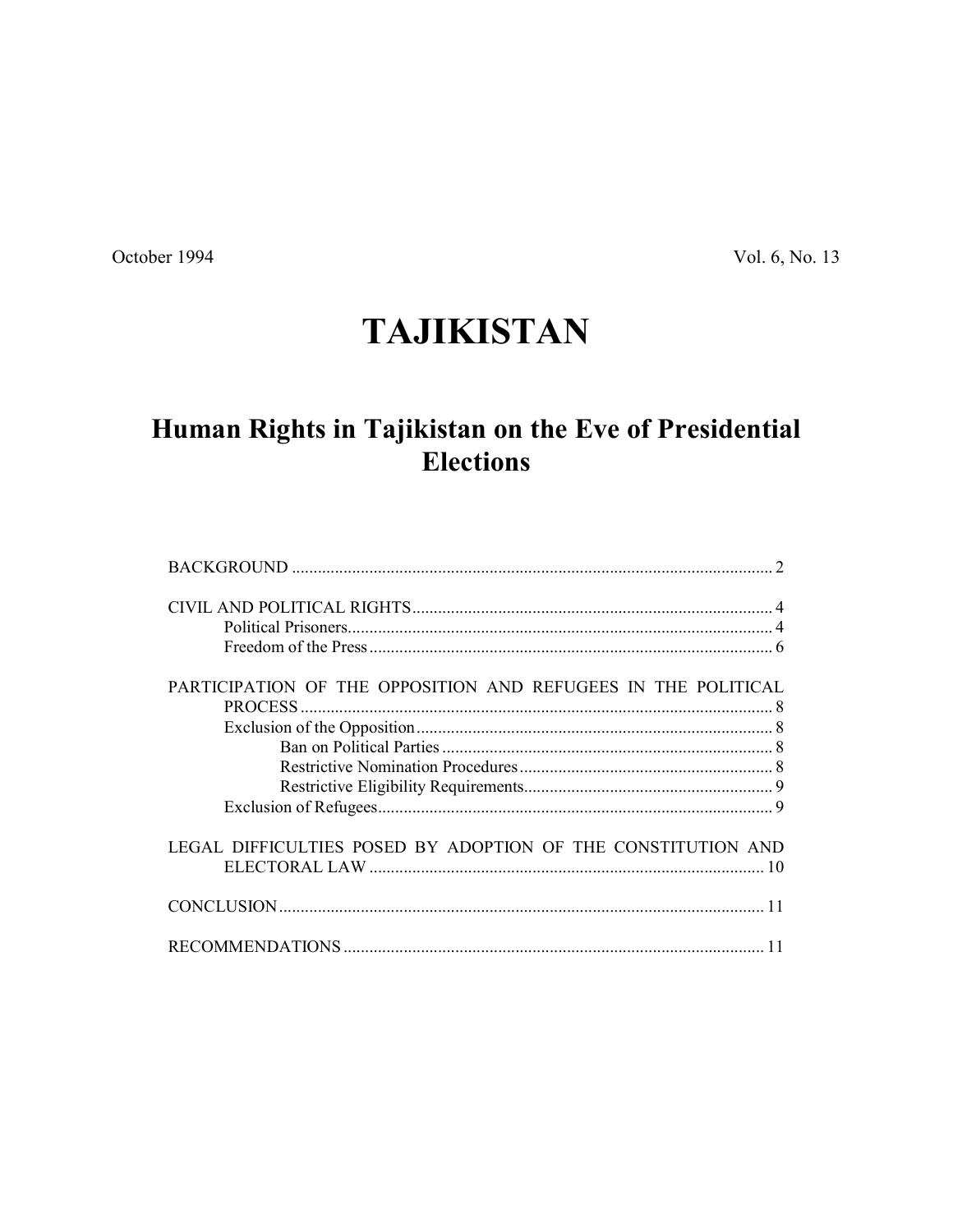October 1994 Vol. 6, No. 13

# TAJIKISTAN

## Human Rights in Tajikistan on the Eve of Presidential Elections

BACKGROUND ........................................................................................................ 2

CIVIL AND POLITICAL RIGHTS .......................................................................... 4
- Political Prisoners .......................................................................................... 4
- Freedom of the Press ..................................................................................... 6

PARTICIPATION OF THE OPPOSITION AND REFUGEES IN THE POLITICAL PROCESS ..................................................................................................... 8
- Exclusion of the Opposition .......................................................................... 8
  - Ban on Political Parties .......................................................................... 8
  - Restrictive Nomination Procedures ....................................................... 8
  - Restrictive Eligibility Requirements ...................................................... 9
- Exclusion of Refugees ................................................................................... 9

LEGAL DIFFICULTIES POSED BY ADOPTION OF THE CONSTITUTION AND ELECTORAL LAW ......................................................................................... 10

CONCLUSION ...................................................................................................... 11

RECOMMENDATIONS ........................................................................................ 11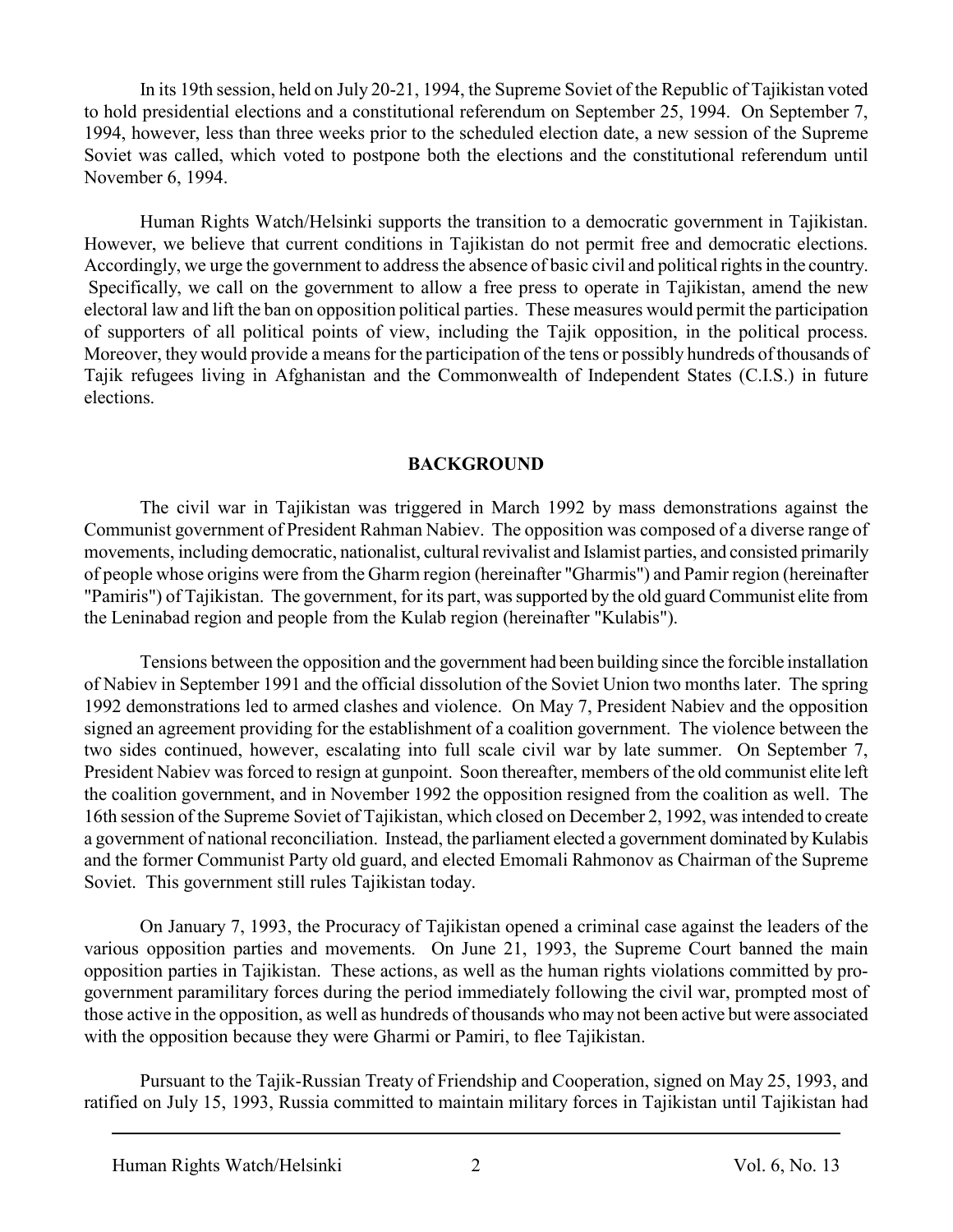In its 19th session, held on July 20-21, 1994, the Supreme Soviet of the Republic of Tajikistan voted to hold presidential elections and a constitutional referendum on September 25, 1994. On September 7, 1994, however, less than three weeks prior to the scheduled election date, a new session of the Supreme Soviet was called, which voted to postpone both the elections and the constitutional referendum until November 6, 1994.

Human Rights Watch/Helsinki supports the transition to a democratic government in Tajikistan. However, we believe that current conditions in Tajikistan do not permit free and democratic elections. Accordingly, we urge the government to address the absence of basic civil and political rights in the country. Specifically, we call on the government to allow a free press to operate in Tajikistan, amend the new electoral law and lift the ban on opposition political parties. These measures would permit the participation of supporters of all political points of view, including the Tajik opposition, in the political process. Moreover, they would provide a means for the participation of the tens or possibly hundreds of thousands of Tajik refugees living in Afghanistan and the Commonwealth of Independent States (C.I.S.) in future elections.

## BACKGROUND

The civil war in Tajikistan was triggered in March 1992 by mass demonstrations against the Communist government of President Rahman Nabiev. The opposition was composed of a diverse range of movements, including democratic, nationalist, cultural revivalist and Islamist parties, and consisted primarily of people whose origins were from the Gharm region (hereinafter "Gharmis") and Pamir region (hereinafter "Pamiris") of Tajikistan. The government, for its part, was supported by the old guard Communist elite from the Leninabad region and people from the Kulab region (hereinafter "Kulabis").

Tensions between the opposition and the government had been building since the forcible installation of Nabiev in September 1991 and the official dissolution of the Soviet Union two months later. The spring 1992 demonstrations led to armed clashes and violence. On May 7, President Nabiev and the opposition signed an agreement providing for the establishment of a coalition government. The violence between the two sides continued, however, escalating into full scale civil war by late summer. On September 7, President Nabiev was forced to resign at gunpoint. Soon thereafter, members of the old communist elite left the coalition government, and in November 1992 the opposition resigned from the coalition as well. The 16th session of the Supreme Soviet of Tajikistan, which closed on December 2, 1992, was intended to create a government of national reconciliation. Instead, the parliament elected a government dominated by Kulabis and the former Communist Party old guard, and elected Emomali Rahmonov as Chairman of the Supreme Soviet. This government still rules Tajikistan today.

On January 7, 1993, the Procuracy of Tajikistan opened a criminal case against the leaders of the various opposition parties and movements. On June 21, 1993, the Supreme Court banned the main opposition parties in Tajikistan. These actions, as well as the human rights violations committed by pro-government paramilitary forces during the period immediately following the civil war, prompted most of those active in the opposition, as well as hundreds of thousands who may not been active but were associated with the opposition because they were Gharmi or Pamiri, to flee Tajikistan.

Pursuant to the Tajik-Russian Treaty of Friendship and Cooperation, signed on May 25, 1993, and ratified on July 15, 1993, Russia committed to maintain military forces in Tajikistan until Tajikistan had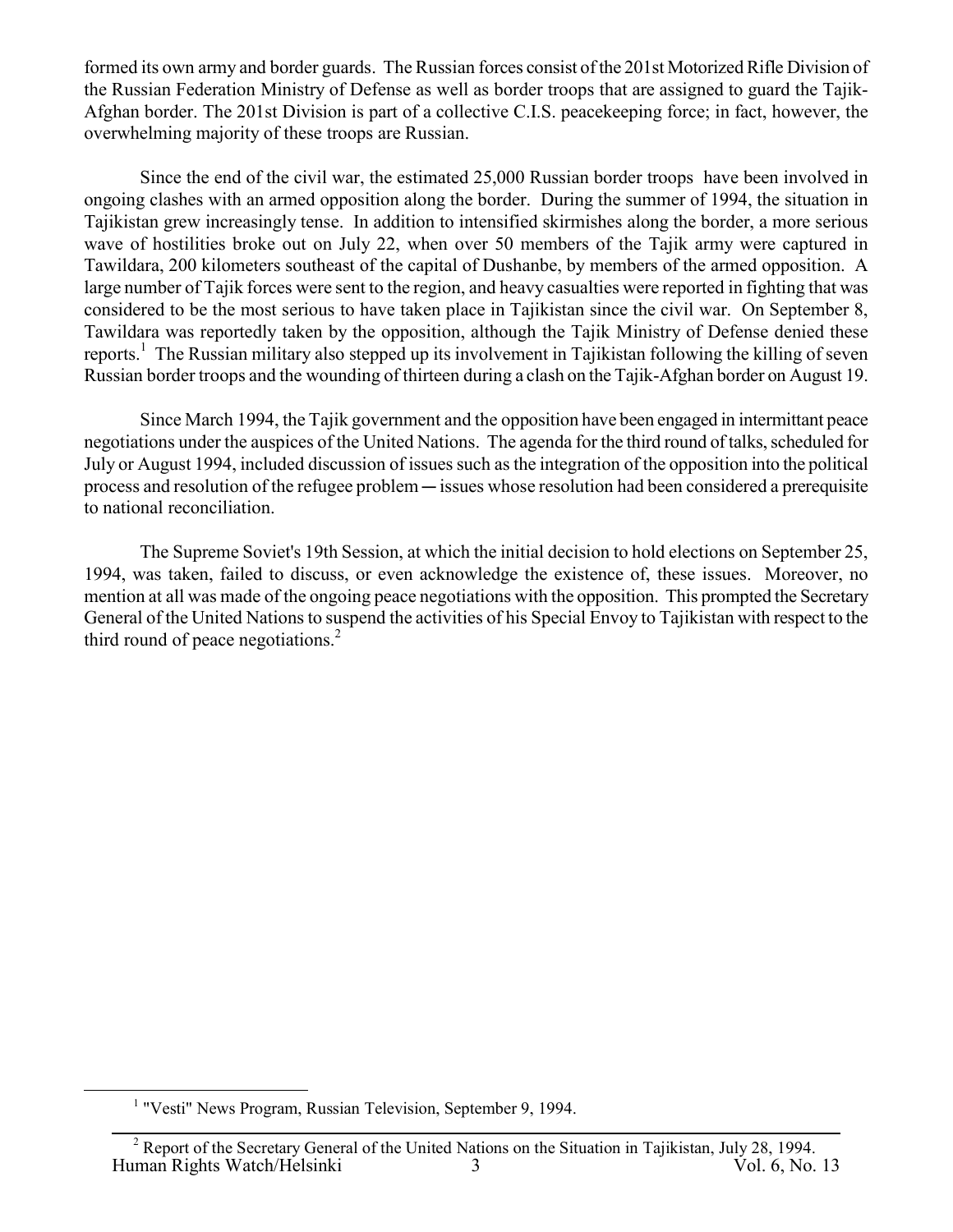formed its own army and border guards. The Russian forces consist of the 201st Motorized Rifle Division of the Russian Federation Ministry of Defense as well as border troops that are assigned to guard the Tajik-Afghan border. The 201st Division is part of a collective C.I.S. peacekeeping force; in fact, however, the overwhelming majority of these troops are Russian.

Since the end of the civil war, the estimated 25,000 Russian border troops have been involved in ongoing clashes with an armed opposition along the border. During the summer of 1994, the situation in Tajikistan grew increasingly tense. In addition to intensified skirmishes along the border, a more serious wave of hostilities broke out on July 22, when over 50 members of the Tajik army were captured in Tawildara, 200 kilometers southeast of the capital of Dushanbe, by members of the armed opposition. A large number of Tajik forces were sent to the region, and heavy casualties were reported in fighting that was considered to be the most serious to have taken place in Tajikistan since the civil war. On September 8, Tawildara was reportedly taken by the opposition, although the Tajik Ministry of Defense denied these reports.[1] The Russian military also stepped up its involvement in Tajikistan following the killing of seven Russian border troops and the wounding of thirteen during a clash on the Tajik-Afghan border on August 19.

Since March 1994, the Tajik government and the opposition have been engaged in intermittant peace negotiations under the auspices of the United Nations. The agenda for the third round of talks, scheduled for July or August 1994, included discussion of issues such as the integration of the opposition into the political process and resolution of the refugee problem ─ issues whose resolution had been considered a prerequisite to national reconciliation.

The Supreme Soviet's 19th Session, at which the initial decision to hold elections on September 25, 1994, was taken, failed to discuss, or even acknowledge the existence of, these issues. Moreover, no mention at all was made of the ongoing peace negotiations with the opposition. This prompted the Secretary General of the United Nations to suspend the activities of his Special Envoy to Tajikistan with respect to the third round of peace negotiations.[2]

---

[1] "Vesti" News Program, Russian Television, September 9, 1994.

[2] Report of the Secretary General of the United Nations on the Situation in Tajikistan, July 28, 1994.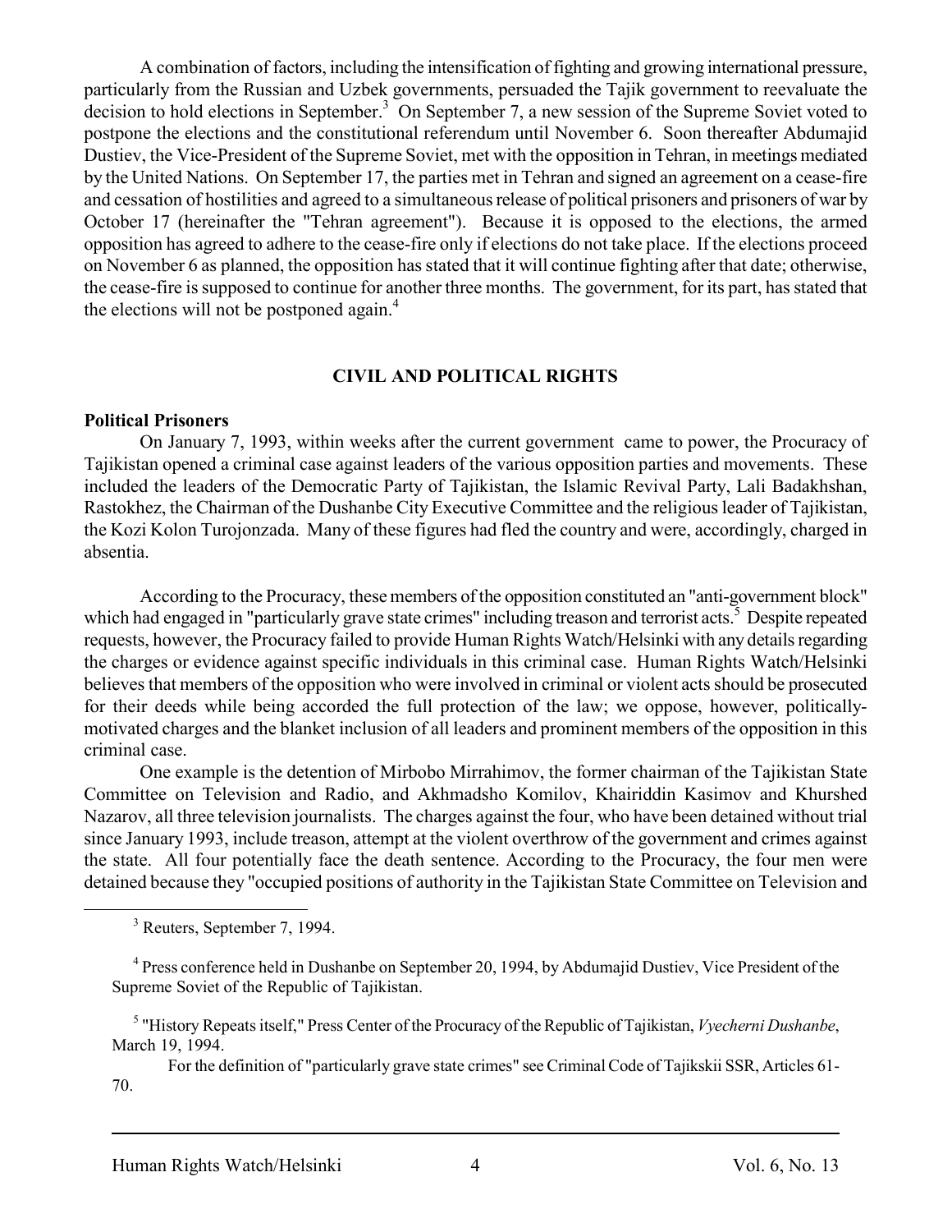A combination of factors, including the intensification of fighting and growing international pressure, particularly from the Russian and Uzbek governments, persuaded the Tajik government to reevaluate the decision to hold elections in September.[3] On September 7, a new session of the Supreme Soviet voted to postpone the elections and the constitutional referendum until November 6. Soon thereafter Abdumajid Dustiev, the Vice-President of the Supreme Soviet, met with the opposition in Tehran, in meetings mediated by the United Nations. On September 17, the parties met in Tehran and signed an agreement on a cease-fire and cessation of hostilities and agreed to a simultaneous release of political prisoners and prisoners of war by October 17 (hereinafter the "Tehran agreement"). Because it is opposed to the elections, the armed opposition has agreed to adhere to the cease-fire only if elections do not take place. If the elections proceed on November 6 as planned, the opposition has stated that it will continue fighting after that date; otherwise, the cease-fire is supposed to continue for another three months. The government, for its part, has stated that the elections will not be postponed again.[4]

## CIVIL AND POLITICAL RIGHTS

**Political Prisoners**

On January 7, 1993, within weeks after the current government came to power, the Procuracy of Tajikistan opened a criminal case against leaders of the various opposition parties and movements. These included the leaders of the Democratic Party of Tajikistan, the Islamic Revival Party, Lali Badakhshan, Rastokhez, the Chairman of the Dushanbe City Executive Committee and the religious leader of Tajikistan, the Kozi Kolon Turojonzada. Many of these figures had fled the country and were, accordingly, charged in absentia.

According to the Procuracy, these members of the opposition constituted an "anti-government block" which had engaged in "particularly grave state crimes" including treason and terrorist acts.[5] Despite repeated requests, however, the Procuracy failed to provide Human Rights Watch/Helsinki with any details regarding the charges or evidence against specific individuals in this criminal case. Human Rights Watch/Helsinki believes that members of the opposition who were involved in criminal or violent acts should be prosecuted for their deeds while being accorded the full protection of the law; we oppose, however, politically-motivated charges and the blanket inclusion of all leaders and prominent members of the opposition in this criminal case.

One example is the detention of Mirbobo Mirrahimov, the former chairman of the Tajikistan State Committee on Television and Radio, and Akhmadsho Komilov, Khairiddin Kasimov and Khurshed Nazarov, all three television journalists. The charges against the four, who have been detained without trial since January 1993, include treason, attempt at the violent overthrow of the government and crimes against the state. All four potentially face the death sentence. According to the Procuracy, the four men were detained because they "occupied positions of authority in the Tajikistan State Committee on Television and

---

[3] Reuters, September 7, 1994.

[4] Press conference held in Dushanbe on September 20, 1994, by Abdumajid Dustiev, Vice President of the Supreme Soviet of the Republic of Tajikistan.

[5] "History Repeats itself," Press Center of the Procuracy of the Republic of Tajikistan, *Vyecherni Dushanbe*, March 19, 1994.

For the definition of "particularly grave state crimes" see Criminal Code of Tajikskii SSR, Articles 61-70.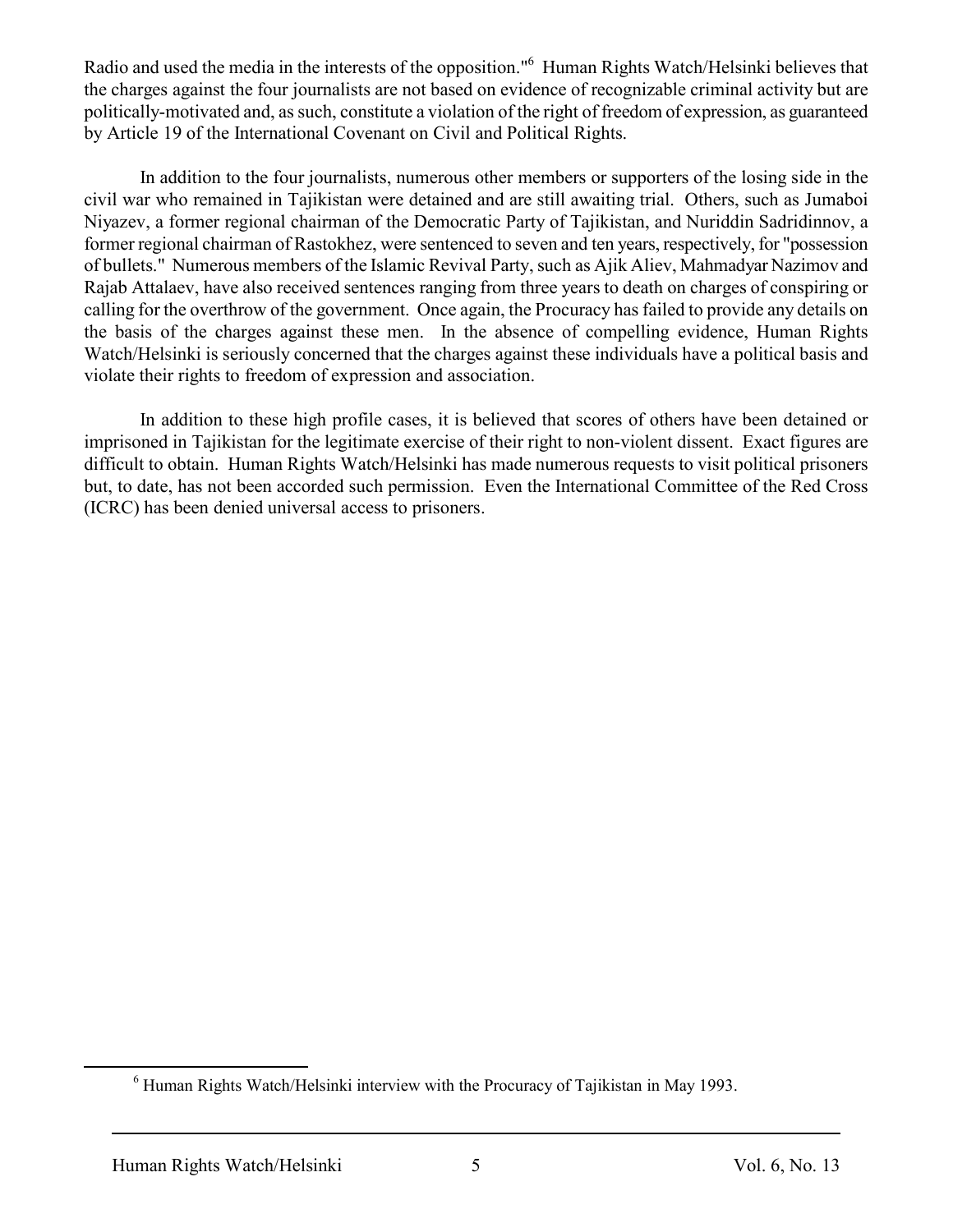Radio and used the media in the interests of the opposition."[6] Human Rights Watch/Helsinki believes that the charges against the four journalists are not based on evidence of recognizable criminal activity but are politically-motivated and, as such, constitute a violation of the right of freedom of expression, as guaranteed by Article 19 of the International Covenant on Civil and Political Rights.

In addition to the four journalists, numerous other members or supporters of the losing side in the civil war who remained in Tajikistan were detained and are still awaiting trial. Others, such as Jumaboi Niyazev, a former regional chairman of the Democratic Party of Tajikistan, and Nuriddin Sadridinnov, a former regional chairman of Rastokhez, were sentenced to seven and ten years, respectively, for "possession of bullets." Numerous members of the Islamic Revival Party, such as Ajik Aliev, Mahmadyar Nazimov and Rajab Attalaev, have also received sentences ranging from three years to death on charges of conspiring or calling for the overthrow of the government. Once again, the Procuracy has failed to provide any details on the basis of the charges against these men. In the absence of compelling evidence, Human Rights Watch/Helsinki is seriously concerned that the charges against these individuals have a political basis and violate their rights to freedom of expression and association.

In addition to these high profile cases, it is believed that scores of others have been detained or imprisoned in Tajikistan for the legitimate exercise of their right to non-violent dissent. Exact figures are difficult to obtain. Human Rights Watch/Helsinki has made numerous requests to visit political prisoners but, to date, has not been accorded such permission. Even the International Committee of the Red Cross (ICRC) has been denied universal access to prisoners.

[6] Human Rights Watch/Helsinki interview with the Procuracy of Tajikistan in May 1993.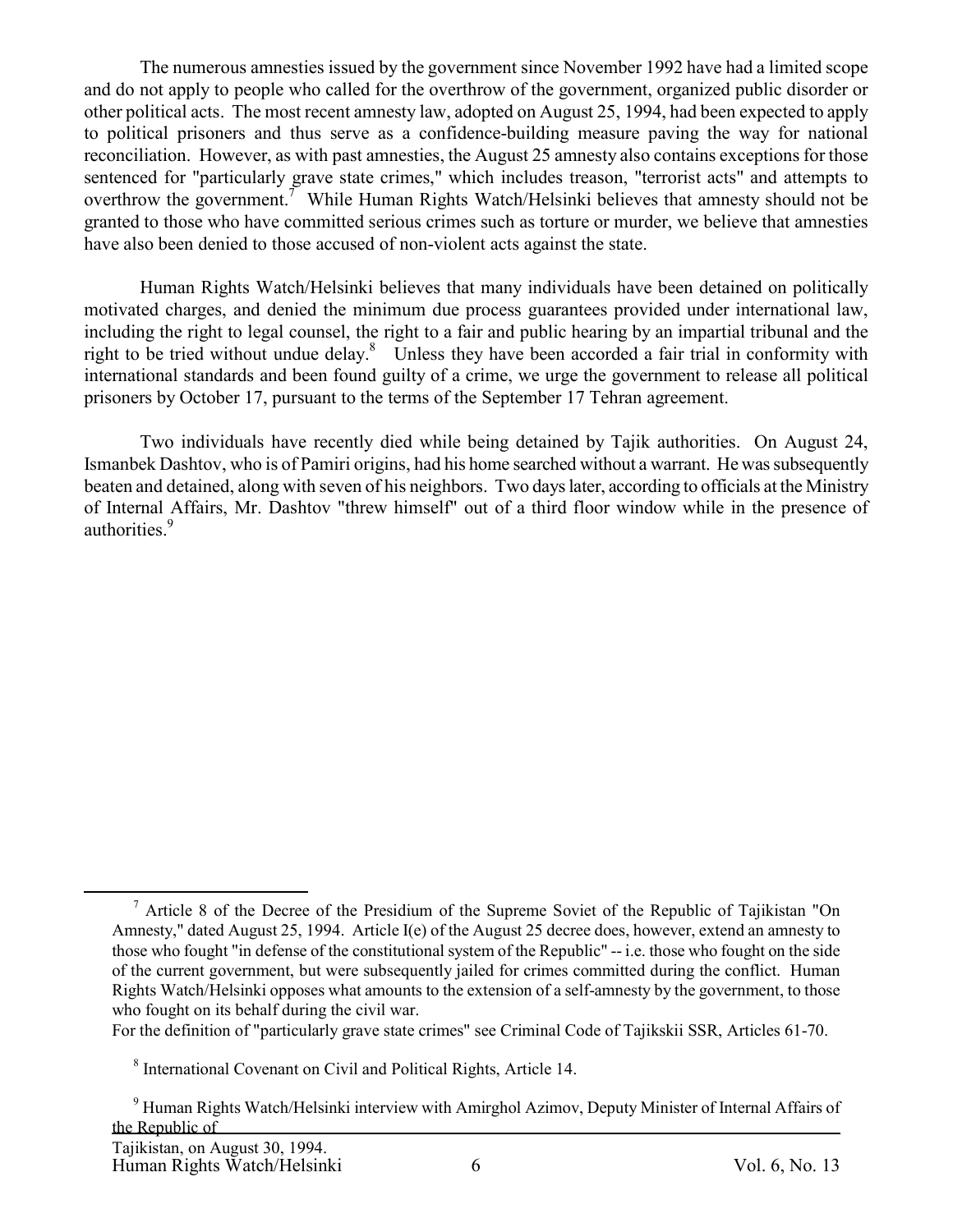The numerous amnesties issued by the government since November 1992 have had a limited scope and do not apply to people who called for the overthrow of the government, organized public disorder or other political acts. The most recent amnesty law, adopted on August 25, 1994, had been expected to apply to political prisoners and thus serve as a confidence-building measure paving the way for national reconciliation. However, as with past amnesties, the August 25 amnesty also contains exceptions for those sentenced for "particularly grave state crimes," which includes treason, "terrorist acts" and attempts to overthrow the government.[7] While Human Rights Watch/Helsinki believes that amnesty should not be granted to those who have committed serious crimes such as torture or murder, we believe that amnesties have also been denied to those accused of non-violent acts against the state.

Human Rights Watch/Helsinki believes that many individuals have been detained on politically motivated charges, and denied the minimum due process guarantees provided under international law, including the right to legal counsel, the right to a fair and public hearing by an impartial tribunal and the right to be tried without undue delay.[8] Unless they have been accorded a fair trial in conformity with international standards and been found guilty of a crime, we urge the government to release all political prisoners by October 17, pursuant to the terms of the September 17 Tehran agreement.

Two individuals have recently died while being detained by Tajik authorities. On August 24, Ismanbek Dashtov, who is of Pamiri origins, had his home searched without a warrant. He was subsequently beaten and detained, along with seven of his neighbors. Two days later, according to officials at the Ministry of Internal Affairs, Mr. Dashtov "threw himself" out of a third floor window while in the presence of authorities.[9]

---

[7] Article 8 of the Decree of the Presidium of the Supreme Soviet of the Republic of Tajikistan "On Amnesty," dated August 25, 1994. Article I(e) of the August 25 decree does, however, extend an amnesty to those who fought "in defense of the constitutional system of the Republic" -- i.e. those who fought on the side of the current government, but were subsequently jailed for crimes committed during the conflict. Human Rights Watch/Helsinki opposes what amounts to the extension of a self-amnesty by the government, to those who fought on its behalf during the civil war.

For the definition of "particularly grave state crimes" see Criminal Code of Tajikskii SSR, Articles 61-70.

[8] International Covenant on Civil and Political Rights, Article 14.

[9] Human Rights Watch/Helsinki interview with Amirghol Azimov, Deputy Minister of Internal Affairs of the Republic of Tajikistan, on August 30, 1994.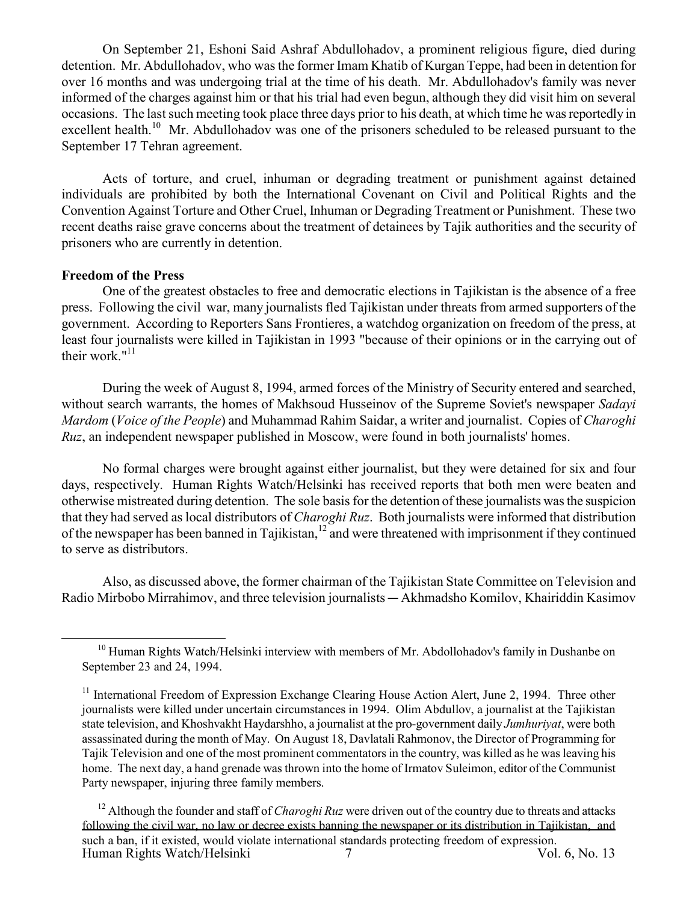On September 21, Eshoni Said Ashraf Abdullohadov, a prominent religious figure, died during detention. Mr. Abdullohadov, who was the former Imam Khatib of Kurgan Teppe, had been in detention for over 16 months and was undergoing trial at the time of his death. Mr. Abdullohadov's family was never informed of the charges against him or that his trial had even begun, although they did visit him on several occasions. The last such meeting took place three days prior to his death, at which time he was reportedly in excellent health.[10] Mr. Abdullohadov was one of the prisoners scheduled to be released pursuant to the September 17 Tehran agreement.

Acts of torture, and cruel, inhuman or degrading treatment or punishment against detained individuals are prohibited by both the International Covenant on Civil and Political Rights and the Convention Against Torture and Other Cruel, Inhuman or Degrading Treatment or Punishment. These two recent deaths raise grave concerns about the treatment of detainees by Tajik authorities and the security of prisoners who are currently in detention.

**Freedom of the Press**

One of the greatest obstacles to free and democratic elections in Tajikistan is the absence of a free press. Following the civil war, many journalists fled Tajikistan under threats from armed supporters of the government. According to Reporters Sans Frontieres, a watchdog organization on freedom of the press, at least four journalists were killed in Tajikistan in 1993 "because of their opinions or in the carrying out of their work."[11]

During the week of August 8, 1994, armed forces of the Ministry of Security entered and searched, without search warrants, the homes of Makhsoud Husseinov of the Supreme Soviet's newspaper *Sadayi Mardom* (*Voice of the People*) and Muhammad Rahim Saidar, a writer and journalist. Copies of *Charoghi Ruz*, an independent newspaper published in Moscow, were found in both journalists' homes.

No formal charges were brought against either journalist, but they were detained for six and four days, respectively. Human Rights Watch/Helsinki has received reports that both men were beaten and otherwise mistreated during detention. The sole basis for the detention of these journalists was the suspicion that they had served as local distributors of *Charoghi Ruz*. Both journalists were informed that distribution of the newspaper has been banned in Tajikistan,[12] and were threatened with imprisonment if they continued to serve as distributors.

Also, as discussed above, the former chairman of the Tajikistan State Committee on Television and Radio Mirbobo Mirrahimov, and three television journalists ― Akhmadsho Komilov, Khairiddin Kasimov

---

[10] Human Rights Watch/Helsinki interview with members of Mr. Abdollohadov's family in Dushanbe on September 23 and 24, 1994.

[11] International Freedom of Expression Exchange Clearing House Action Alert, June 2, 1994. Three other journalists were killed under uncertain circumstances in 1994. Olim Abdullov, a journalist at the Tajikistan state television, and Khoshvakht Haydarshho, a journalist at the pro-government daily *Jumhuriyat*, were both assassinated during the month of May. On August 18, Davlatali Rahmonov, the Director of Programming for Tajik Television and one of the most prominent commentators in the country, was killed as he was leaving his home. The next day, a hand grenade was thrown into the home of Irmatov Suleimon, editor of the Communist Party newspaper, injuring three family members.

[12] Although the founder and staff of *Charoghi Ruz* were driven out of the country due to threats and attacks following the civil war, no law or decree exists banning the newspaper or its distribution in Tajikistan, and such a ban, if it existed, would violate international standards protecting freedom of expression.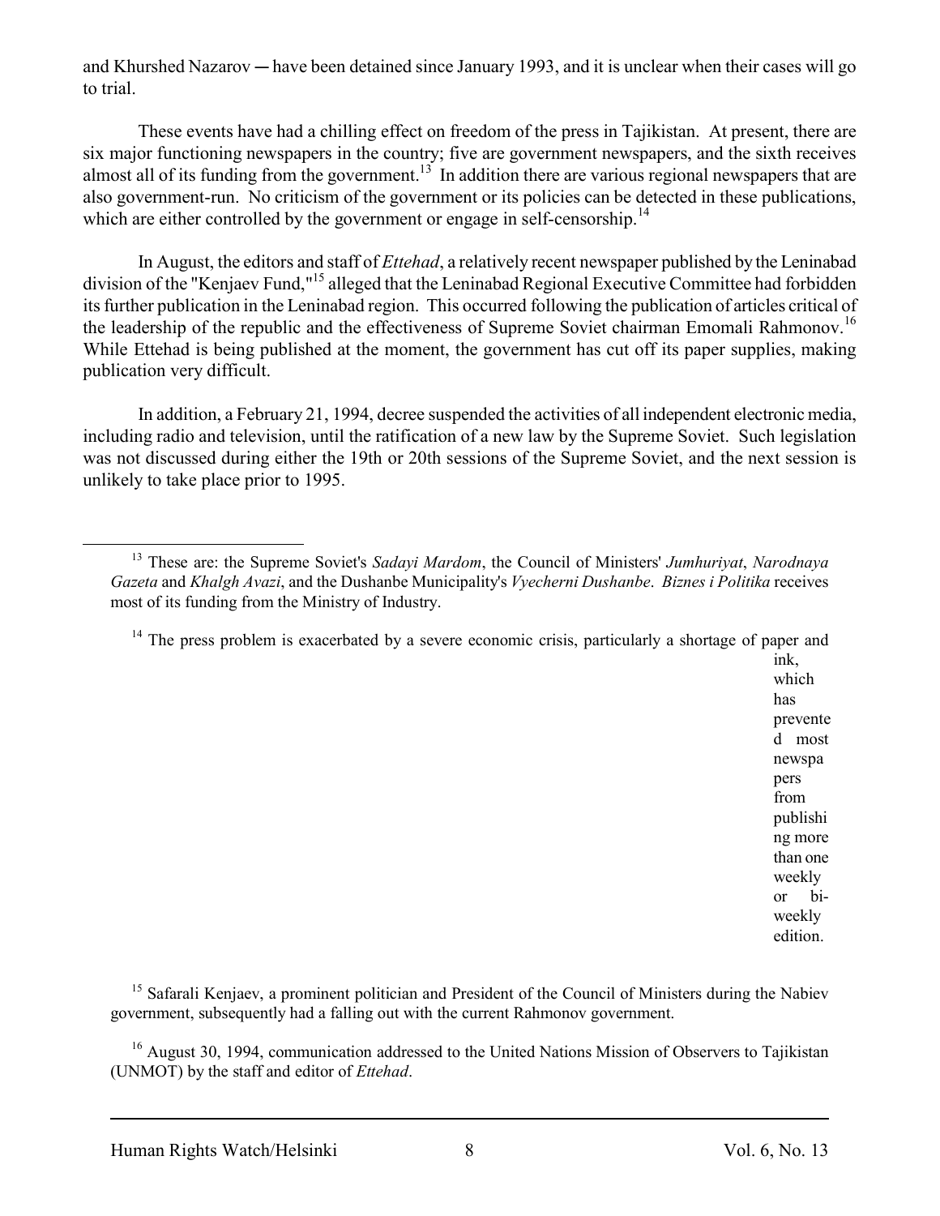and Khurshed Nazarov ― have been detained since January 1993, and it is unclear when their cases will go to trial.

These events have had a chilling effect on freedom of the press in Tajikistan. At present, there are six major functioning newspapers in the country; five are government newspapers, and the sixth receives almost all of its funding from the government.[13] In addition there are various regional newspapers that are also government-run. No criticism of the government or its policies can be detected in these publications, which are either controlled by the government or engage in self-censorship.[14]

In August, the editors and staff of *Ettehad*, a relatively recent newspaper published by the Leninabad division of the "Kenjaev Fund,"[15] alleged that the Leninabad Regional Executive Committee had forbidden its further publication in the Leninabad region. This occurred following the publication of articles critical of the leadership of the republic and the effectiveness of Supreme Soviet chairman Emomali Rahmonov.[16] While Ettehad is being published at the moment, the government has cut off its paper supplies, making publication very difficult.

In addition, a February 21, 1994, decree suspended the activities of all independent electronic media, including radio and television, until the ratification of a new law by the Supreme Soviet. Such legislation was not discussed during either the 19th or 20th sessions of the Supreme Soviet, and the next session is unlikely to take place prior to 1995.

---

[13] These are: the Supreme Soviet's *Sadayi Mardom*, the Council of Ministers' *Jumhuriyat*, *Narodnaya Gazeta* and *Khalgh Avazi*, and the Dushanbe Municipality's *Vyecherni Dushanbe*. *Biznes i Politika* receives most of its funding from the Ministry of Industry.

[14] The press problem is exacerbated by a severe economic crisis, particularly a shortage of paper and ink, which has prevented most newspapers from publishing more than one weekly or bi-weekly edition.

[15] Safarali Kenjaev, a prominent politician and President of the Council of Ministers during the Nabiev government, subsequently had a falling out with the current Rahmonov government.

[16] August 30, 1994, communication addressed to the United Nations Mission of Observers to Tajikistan (UNMOT) by the staff and editor of *Ettehad*.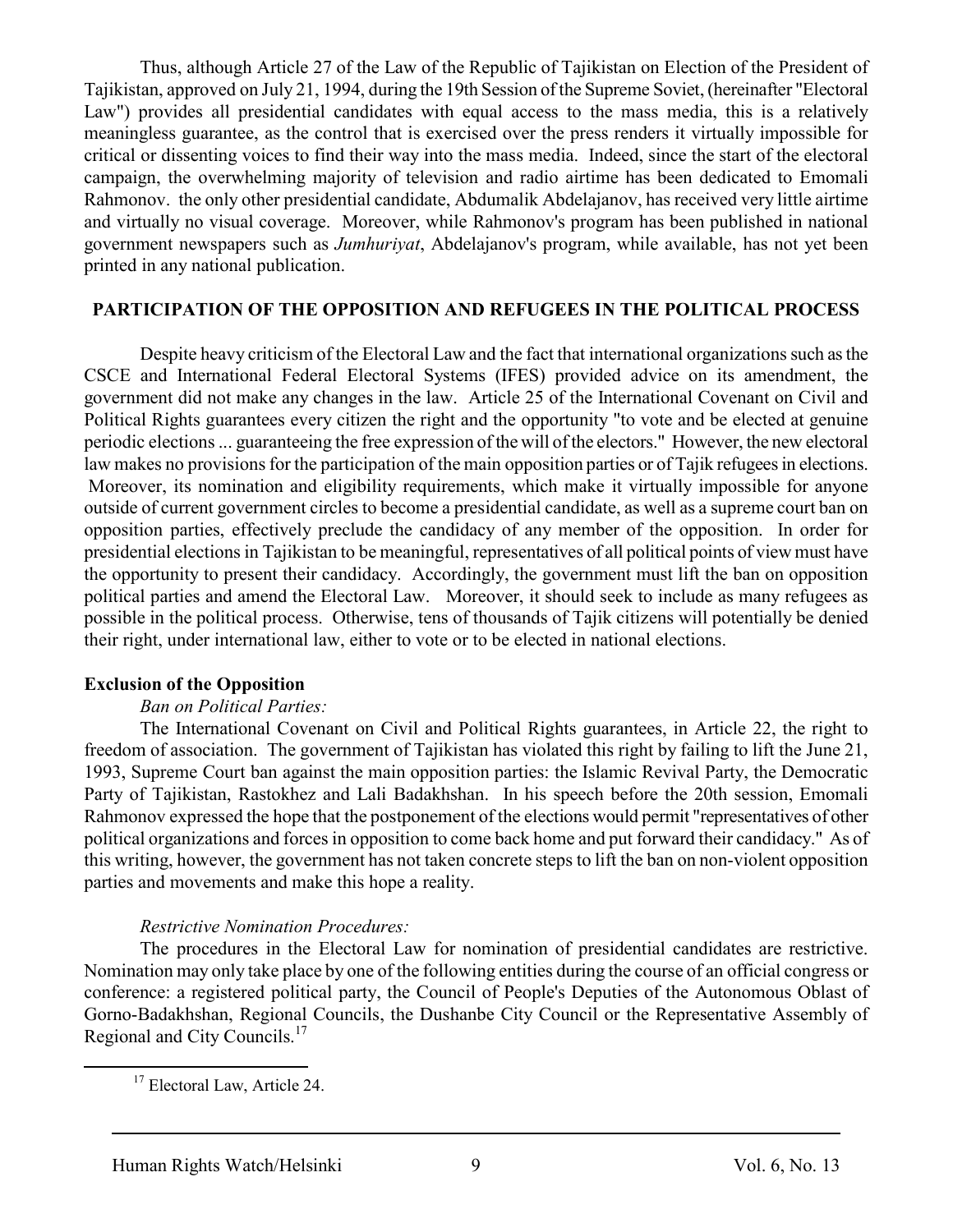Thus, although Article 27 of the Law of the Republic of Tajikistan on Election of the President of Tajikistan, approved on July 21, 1994, during the 19th Session of the Supreme Soviet, (hereinafter "Electoral Law") provides all presidential candidates with equal access to the mass media, this is a relatively meaningless guarantee, as the control that is exercised over the press renders it virtually impossible for critical or dissenting voices to find their way into the mass media. Indeed, since the start of the electoral campaign, the overwhelming majority of television and radio airtime has been dedicated to Emomali Rahmonov. the only other presidential candidate, Abdumalik Abdelajanov, has received very little airtime and virtually no visual coverage. Moreover, while Rahmonov's program has been published in national government newspapers such as *Jumhuriyat*, Abdelajanov's program, while available, has not yet been printed in any national publication.

## PARTICIPATION OF THE OPPOSITION AND REFUGEES IN THE POLITICAL PROCESS

Despite heavy criticism of the Electoral Law and the fact that international organizations such as the CSCE and International Federal Electoral Systems (IFES) provided advice on its amendment, the government did not make any changes in the law. Article 25 of the International Covenant on Civil and Political Rights guarantees every citizen the right and the opportunity "to vote and be elected at genuine periodic elections ... guaranteeing the free expression of the will of the electors." However, the new electoral law makes no provisions for the participation of the main opposition parties or of Tajik refugees in elections. Moreover, its nomination and eligibility requirements, which make it virtually impossible for anyone outside of current government circles to become a presidential candidate, as well as a supreme court ban on opposition parties, effectively preclude the candidacy of any member of the opposition. In order for presidential elections in Tajikistan to be meaningful, representatives of all political points of view must have the opportunity to present their candidacy. Accordingly, the government must lift the ban on opposition political parties and amend the Electoral Law. Moreover, it should seek to include as many refugees as possible in the political process. Otherwise, tens of thousands of Tajik citizens will potentially be denied their right, under international law, either to vote or to be elected in national elections.

### Exclusion of the Opposition

*Ban on Political Parties:*

The International Covenant on Civil and Political Rights guarantees, in Article 22, the right to freedom of association. The government of Tajikistan has violated this right by failing to lift the June 21, 1993, Supreme Court ban against the main opposition parties: the Islamic Revival Party, the Democratic Party of Tajikistan, Rastokhez and Lali Badakhshan. In his speech before the 20th session, Emomali Rahmonov expressed the hope that the postponement of the elections would permit "representatives of other political organizations and forces in opposition to come back home and put forward their candidacy." As of this writing, however, the government has not taken concrete steps to lift the ban on non-violent opposition parties and movements and make this hope a reality.

*Restrictive Nomination Procedures:*

The procedures in the Electoral Law for nomination of presidential candidates are restrictive. Nomination may only take place by one of the following entities during the course of an official congress or conference: a registered political party, the Council of People's Deputies of the Autonomous Oblast of Gorno-Badakhshan, Regional Councils, the Dushanbe City Council or the Representative Assembly of Regional and City Councils.[17]

[17] Electoral Law, Article 24.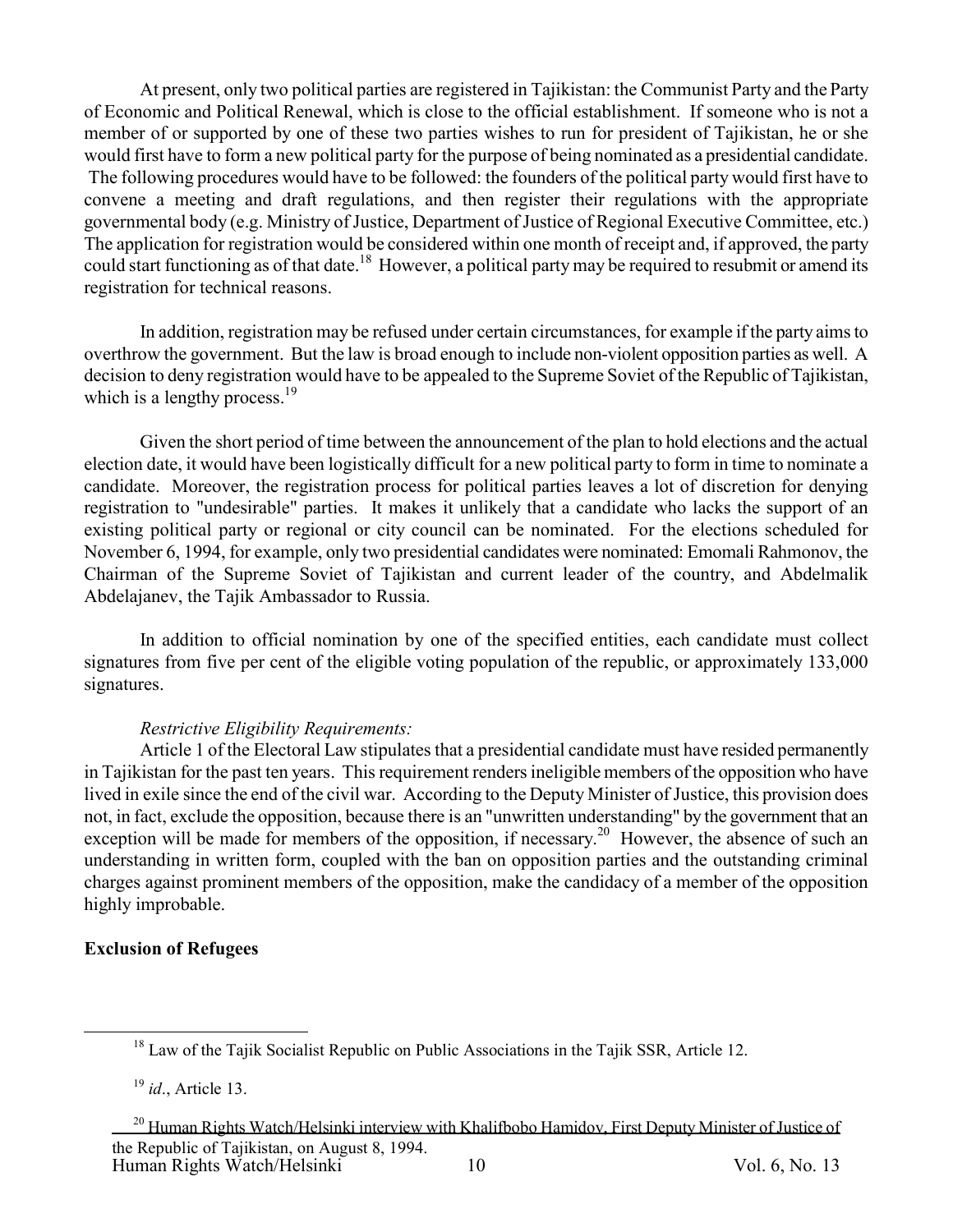At present, only two political parties are registered in Tajikistan: the Communist Party and the Party of Economic and Political Renewal, which is close to the official establishment. If someone who is not a member of or supported by one of these two parties wishes to run for president of Tajikistan, he or she would first have to form a new political party for the purpose of being nominated as a presidential candidate. The following procedures would have to be followed: the founders of the political party would first have to convene a meeting and draft regulations, and then register their regulations with the appropriate governmental body (e.g. Ministry of Justice, Department of Justice of Regional Executive Committee, etc.) The application for registration would be considered within one month of receipt and, if approved, the party could start functioning as of that date.[18] However, a political party may be required to resubmit or amend its registration for technical reasons.

In addition, registration may be refused under certain circumstances, for example if the party aims to overthrow the government. But the law is broad enough to include non-violent opposition parties as well. A decision to deny registration would have to be appealed to the Supreme Soviet of the Republic of Tajikistan, which is a lengthy process.[19]

Given the short period of time between the announcement of the plan to hold elections and the actual election date, it would have been logistically difficult for a new political party to form in time to nominate a candidate. Moreover, the registration process for political parties leaves a lot of discretion for denying registration to "undesirable" parties. It makes it unlikely that a candidate who lacks the support of an existing political party or regional or city council can be nominated. For the elections scheduled for November 6, 1994, for example, only two presidential candidates were nominated: Emomali Rahmonov, the Chairman of the Supreme Soviet of Tajikistan and current leader of the country, and Abdelmalik Abdelajanev, the Tajik Ambassador to Russia.

In addition to official nomination by one of the specified entities, each candidate must collect signatures from five per cent of the eligible voting population of the republic, or approximately 133,000 signatures.

*Restrictive Eligibility Requirements:*

Article 1 of the Electoral Law stipulates that a presidential candidate must have resided permanently in Tajikistan for the past ten years. This requirement renders ineligible members of the opposition who have lived in exile since the end of the civil war. According to the Deputy Minister of Justice, this provision does not, in fact, exclude the opposition, because there is an "unwritten understanding" by the government that an exception will be made for members of the opposition, if necessary.[20] However, the absence of such an understanding in written form, coupled with the ban on opposition parties and the outstanding criminal charges against prominent members of the opposition, make the candidacy of a member of the opposition highly improbable.

**Exclusion of Refugees**

---

[18] Law of the Tajik Socialist Republic on Public Associations in the Tajik SSR, Article 12.

[19] *id*., Article 13.

[20] Human Rights Watch/Helsinki interview with Khalifbobo Hamidov, First Deputy Minister of Justice of the Republic of Tajikistan, on August 8, 1994.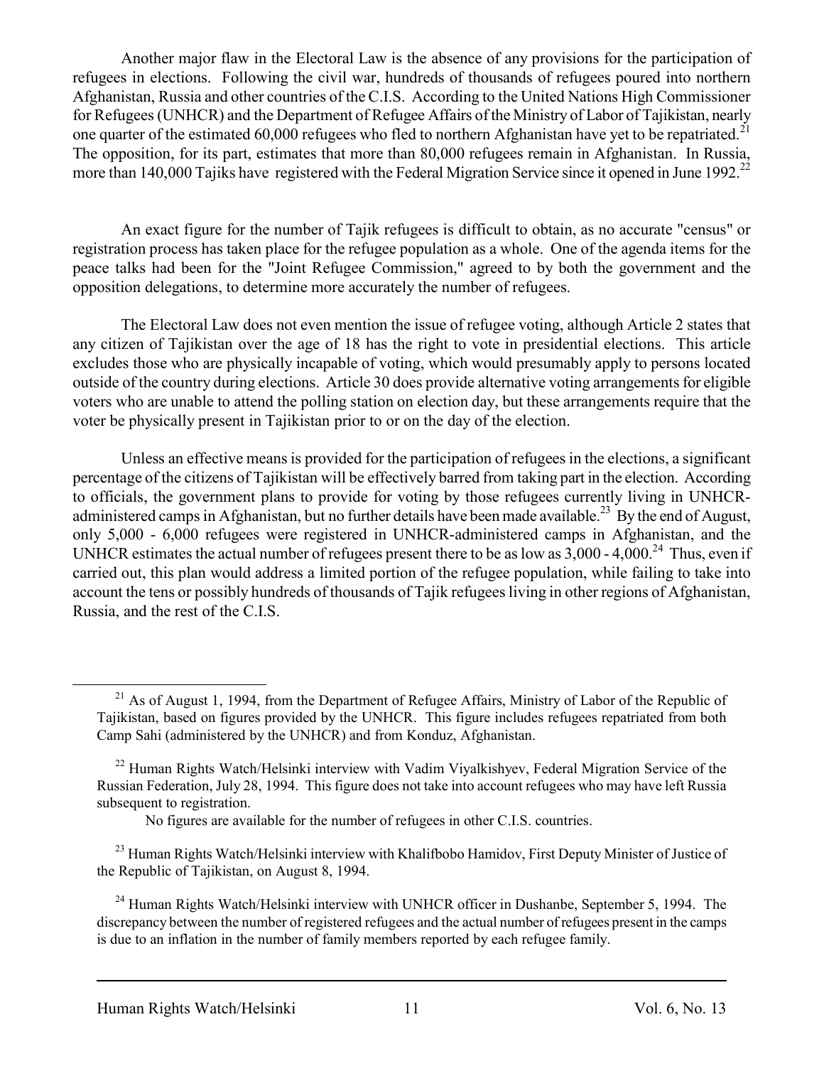Another major flaw in the Electoral Law is the absence of any provisions for the participation of refugees in elections. Following the civil war, hundreds of thousands of refugees poured into northern Afghanistan, Russia and other countries of the C.I.S. According to the United Nations High Commissioner for Refugees (UNHCR) and the Department of Refugee Affairs of the Ministry of Labor of Tajikistan, nearly one quarter of the estimated 60,000 refugees who fled to northern Afghanistan have yet to be repatriated.[21] The opposition, for its part, estimates that more than 80,000 refugees remain in Afghanistan. In Russia, more than 140,000 Tajiks have registered with the Federal Migration Service since it opened in June 1992.[22]

An exact figure for the number of Tajik refugees is difficult to obtain, as no accurate "census" or registration process has taken place for the refugee population as a whole. One of the agenda items for the peace talks had been for the "Joint Refugee Commission," agreed to by both the government and the opposition delegations, to determine more accurately the number of refugees.

The Electoral Law does not even mention the issue of refugee voting, although Article 2 states that any citizen of Tajikistan over the age of 18 has the right to vote in presidential elections. This article excludes those who are physically incapable of voting, which would presumably apply to persons located outside of the country during elections. Article 30 does provide alternative voting arrangements for eligible voters who are unable to attend the polling station on election day, but these arrangements require that the voter be physically present in Tajikistan prior to or on the day of the election.

Unless an effective means is provided for the participation of refugees in the elections, a significant percentage of the citizens of Tajikistan will be effectively barred from taking part in the election. According to officials, the government plans to provide for voting by those refugees currently living in UNHCR-administered camps in Afghanistan, but no further details have been made available.[23] By the end of August, only 5,000 - 6,000 refugees were registered in UNHCR-administered camps in Afghanistan, and the UNHCR estimates the actual number of refugees present there to be as low as 3,000 - 4,000.[24] Thus, even if carried out, this plan would address a limited portion of the refugee population, while failing to take into account the tens or possibly hundreds of thousands of Tajik refugees living in other regions of Afghanistan, Russia, and the rest of the C.I.S.

---

[21] As of August 1, 1994, from the Department of Refugee Affairs, Ministry of Labor of the Republic of Tajikistan, based on figures provided by the UNHCR. This figure includes refugees repatriated from both Camp Sahi (administered by the UNHCR) and from Konduz, Afghanistan.

[22] Human Rights Watch/Helsinki interview with Vadim Viyalkishyev, Federal Migration Service of the Russian Federation, July 28, 1994. This figure does not take into account refugees who may have left Russia subsequent to registration.

No figures are available for the number of refugees in other C.I.S. countries.

[23] Human Rights Watch/Helsinki interview with Khalifbobo Hamidov, First Deputy Minister of Justice of the Republic of Tajikistan, on August 8, 1994.

[24] Human Rights Watch/Helsinki interview with UNHCR officer in Dushanbe, September 5, 1994. The discrepancy between the number of registered refugees and the actual number of refugees present in the camps is due to an inflation in the number of family members reported by each refugee family.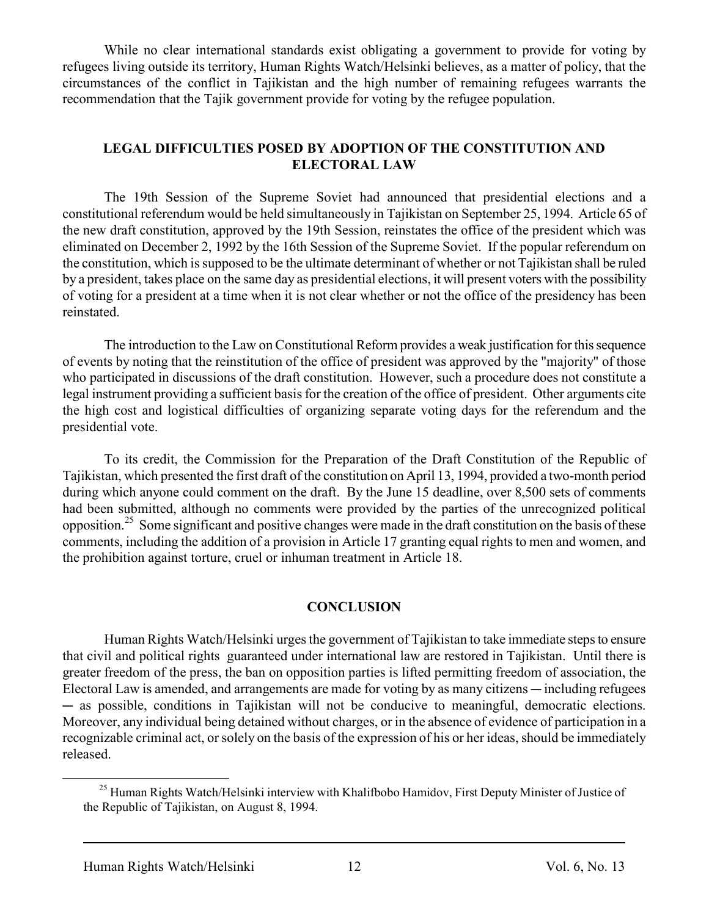While no clear international standards exist obligating a government to provide for voting by refugees living outside its territory, Human Rights Watch/Helsinki believes, as a matter of policy, that the circumstances of the conflict in Tajikistan and the high number of remaining refugees warrants the recommendation that the Tajik government provide for voting by the refugee population.

## LEGAL DIFFICULTIES POSED BY ADOPTION OF THE CONSTITUTION AND ELECTORAL LAW

The 19th Session of the Supreme Soviet had announced that presidential elections and a constitutional referendum would be held simultaneously in Tajikistan on September 25, 1994. Article 65 of the new draft constitution, approved by the 19th Session, reinstates the office of the president which was eliminated on December 2, 1992 by the 16th Session of the Supreme Soviet. If the popular referendum on the constitution, which is supposed to be the ultimate determinant of whether or not Tajikistan shall be ruled by a president, takes place on the same day as presidential elections, it will present voters with the possibility of voting for a president at a time when it is not clear whether or not the office of the presidency has been reinstated.

The introduction to the Law on Constitutional Reform provides a weak justification for this sequence of events by noting that the reinstitution of the office of president was approved by the "majority" of those who participated in discussions of the draft constitution. However, such a procedure does not constitute a legal instrument providing a sufficient basis for the creation of the office of president. Other arguments cite the high cost and logistical difficulties of organizing separate voting days for the referendum and the presidential vote.

To its credit, the Commission for the Preparation of the Draft Constitution of the Republic of Tajikistan, which presented the first draft of the constitution on April 13, 1994, provided a two-month period during which anyone could comment on the draft. By the June 15 deadline, over 8,500 sets of comments had been submitted, although no comments were provided by the parties of the unrecognized political opposition.[25] Some significant and positive changes were made in the draft constitution on the basis of these comments, including the addition of a provision in Article 17 granting equal rights to men and women, and the prohibition against torture, cruel or inhuman treatment in Article 18.

## CONCLUSION

Human Rights Watch/Helsinki urges the government of Tajikistan to take immediate steps to ensure that civil and political rights guaranteed under international law are restored in Tajikistan. Until there is greater freedom of the press, the ban on opposition parties is lifted permitting freedom of association, the Electoral Law is amended, and arrangements are made for voting by as many citizens ─ including refugees ─ as possible, conditions in Tajikistan will not be conducive to meaningful, democratic elections. Moreover, any individual being detained without charges, or in the absence of evidence of participation in a recognizable criminal act, or solely on the basis of the expression of his or her ideas, should be immediately released.

---

[25] Human Rights Watch/Helsinki interview with Khalifbobo Hamidov, First Deputy Minister of Justice of the Republic of Tajikistan, on August 8, 1994.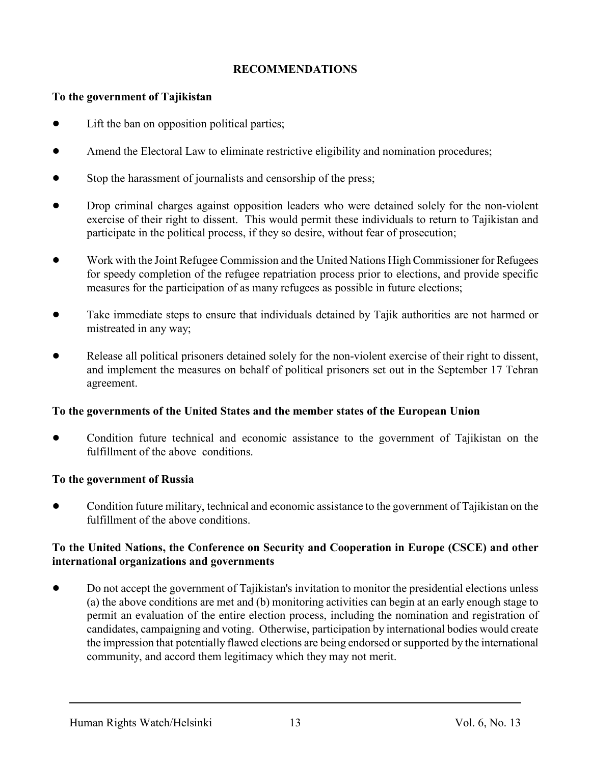## RECOMMENDATIONS

**To the government of Tajikistan**

- Lift the ban on opposition political parties;
- Amend the Electoral Law to eliminate restrictive eligibility and nomination procedures;
- Stop the harassment of journalists and censorship of the press;
- Drop criminal charges against opposition leaders who were detained solely for the non-violent exercise of their right to dissent. This would permit these individuals to return to Tajikistan and participate in the political process, if they so desire, without fear of prosecution;
- Work with the Joint Refugee Commission and the United Nations High Commissioner for Refugees for speedy completion of the refugee repatriation process prior to elections, and provide specific measures for the participation of as many refugees as possible in future elections;
- Take immediate steps to ensure that individuals detained by Tajik authorities are not harmed or mistreated in any way;
- Release all political prisoners detained solely for the non-violent exercise of their right to dissent, and implement the measures on behalf of political prisoners set out in the September 17 Tehran agreement.

**To the governments of the United States and the member states of the European Union**

- Condition future technical and economic assistance to the government of Tajikistan on the fulfillment of the above conditions.

**To the government of Russia**

- Condition future military, technical and economic assistance to the government of Tajikistan on the fulfillment of the above conditions.

**To the United Nations, the Conference on Security and Cooperation in Europe (CSCE) and other international organizations and governments**

- Do not accept the government of Tajikistan's invitation to monitor the presidential elections unless (a) the above conditions are met and (b) monitoring activities can begin at an early enough stage to permit an evaluation of the entire election process, including the nomination and registration of candidates, campaigning and voting. Otherwise, participation by international bodies would create the impression that potentially flawed elections are being endorsed or supported by the international community, and accord them legitimacy which they may not merit.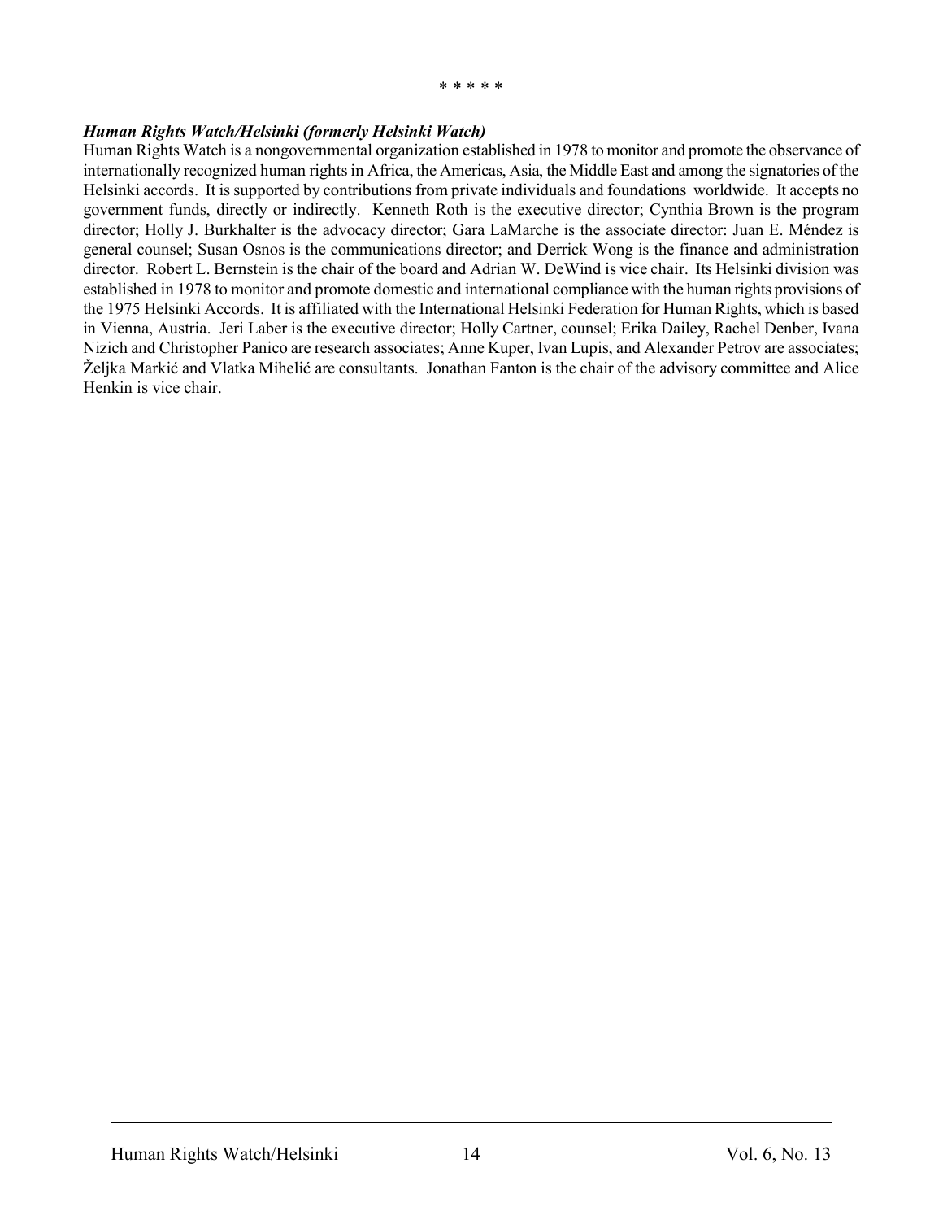\* \* \* \* \*

***Human Rights Watch/Helsinki (formerly Helsinki Watch)***

Human Rights Watch is a nongovernmental organization established in 1978 to monitor and promote the observance of internationally recognized human rights in Africa, the Americas, Asia, the Middle East and among the signatories of the Helsinki accords. It is supported by contributions from private individuals and foundations worldwide. It accepts no government funds, directly or indirectly. Kenneth Roth is the executive director; Cynthia Brown is the program director; Holly J. Burkhalter is the advocacy director; Gara LaMarche is the associate director: Juan E. Méndez is general counsel; Susan Osnos is the communications director; and Derrick Wong is the finance and administration director. Robert L. Bernstein is the chair of the board and Adrian W. DeWind is vice chair. Its Helsinki division was established in 1978 to monitor and promote domestic and international compliance with the human rights provisions of the 1975 Helsinki Accords. It is affiliated with the International Helsinki Federation for Human Rights, which is based in Vienna, Austria. Jeri Laber is the executive director; Holly Cartner, counsel; Erika Dailey, Rachel Denber, Ivana Nizich and Christopher Panico are research associates; Anne Kuper, Ivan Lupis, and Alexander Petrov are associates; Željka Markić and Vlatka Mihelić are consultants. Jonathan Fanton is the chair of the advisory committee and Alice Henkin is vice chair.